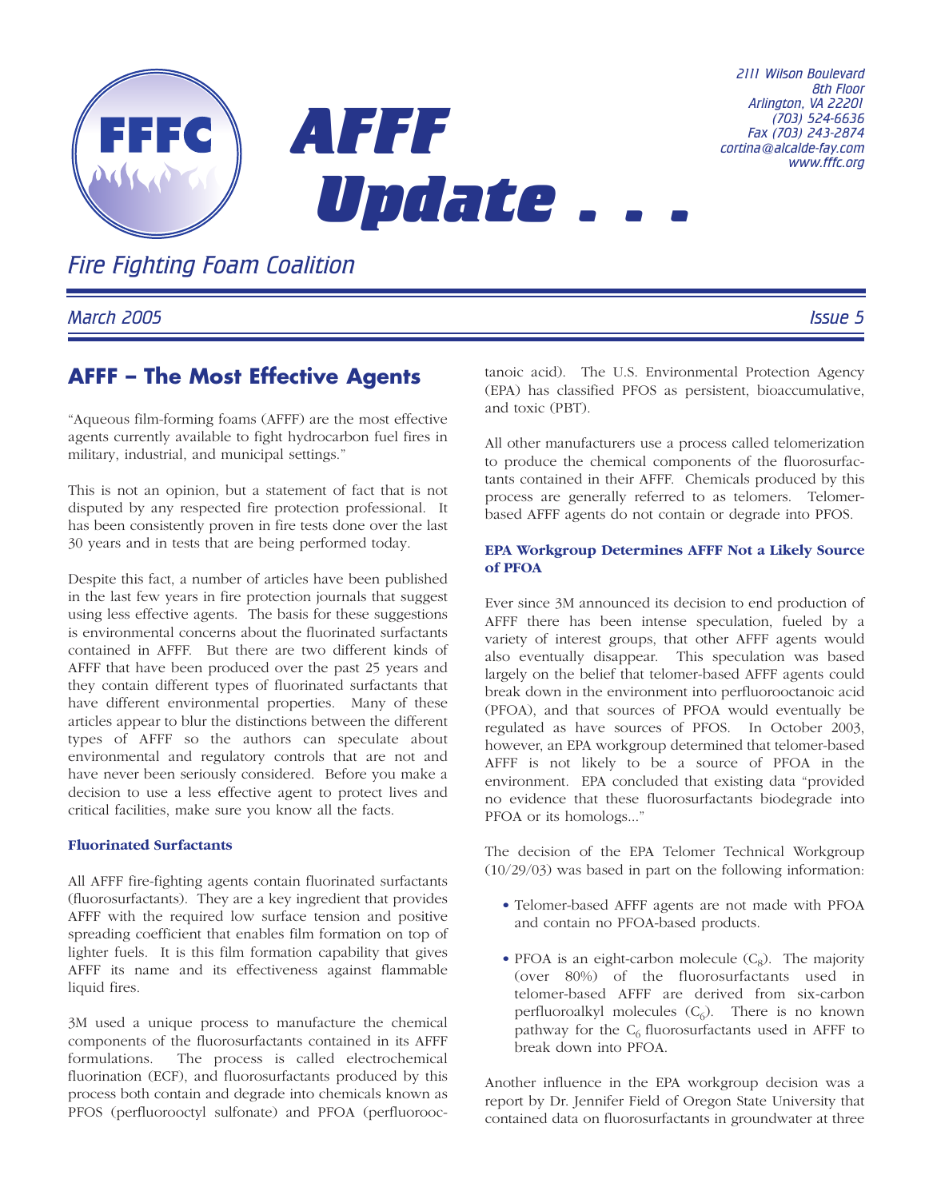# AFFF Update . . .

## Fire Fighting Foam Coalition

2111 Wilson Boulevard
8th Floor
Arlington, VA 22201
(703) 524-6636
Fax (703) 243-2874
cortina@alcalde-fay.com
www.fffc.org

March 2005 — Issue 5

## AFFF – The Most Effective Agents

"Aqueous film-forming foams (AFFF) are the most effective agents currently available to fight hydrocarbon fuel fires in military, industrial, and municipal settings."

This is not an opinion, but a statement of fact that is not disputed by any respected fire protection professional. It has been consistently proven in fire tests done over the last 30 years and in tests that are being performed today.

Despite this fact, a number of articles have been published in the last few years in fire protection journals that suggest using less effective agents. The basis for these suggestions is environmental concerns about the fluorinated surfactants contained in AFFF. But there are two different kinds of AFFF that have been produced over the past 25 years and they contain different types of fluorinated surfactants that have different environmental properties. Many of these articles appear to blur the distinctions between the different types of AFFF so the authors can speculate about environmental and regulatory controls that are not and have never been seriously considered. Before you make a decision to use a less effective agent to protect lives and critical facilities, make sure you know all the facts.

### Fluorinated Surfactants

All AFFF fire-fighting agents contain fluorinated surfactants (fluorosurfactants). They are a key ingredient that provides AFFF with the required low surface tension and positive spreading coefficient that enables film formation on top of lighter fuels. It is this film formation capability that gives AFFF its name and its effectiveness against flammable liquid fires.

3M used a unique process to manufacture the chemical components of the fluorosurfactants contained in its AFFF formulations. The process is called electrochemical fluorination (ECF), and fluorosurfactants produced by this process both contain and degrade into chemicals known as PFOS (perfluorooctyl sulfonate) and PFOA (perfluorooctanoic acid). The U.S. Environmental Protection Agency (EPA) has classified PFOS as persistent, bioaccumulative, and toxic (PBT).

All other manufacturers use a process called telomerization to produce the chemical components of the fluorosurfactants contained in their AFFF. Chemicals produced by this process are generally referred to as telomers. Telomer-based AFFF agents do not contain or degrade into PFOS.

### EPA Workgroup Determines AFFF Not a Likely Source of PFOA

Ever since 3M announced its decision to end production of AFFF there has been intense speculation, fueled by a variety of interest groups, that other AFFF agents would also eventually disappear. This speculation was based largely on the belief that telomer-based AFFF agents could break down in the environment into perfluorooctanoic acid (PFOA), and that sources of PFOA would eventually be regulated as have sources of PFOS. In October 2003, however, an EPA workgroup determined that telomer-based AFFF is not likely to be a source of PFOA in the environment. EPA concluded that existing data "provided no evidence that these fluorosurfactants biodegrade into PFOA or its homologs..."

The decision of the EPA Telomer Technical Workgroup (10/29/03) was based in part on the following information:

- Telomer-based AFFF agents are not made with PFOA and contain no PFOA-based products.
- PFOA is an eight-carbon molecule ($C_8$). The majority (over 80%) of the fluorosurfactants used in telomer-based AFFF are derived from six-carbon perfluoroalkyl molecules ($C_6$). There is no known pathway for the $C_6$ fluorosurfactants used in AFFF to break down into PFOA.

Another influence in the EPA workgroup decision was a report by Dr. Jennifer Field of Oregon State University that contained data on fluorosurfactants in groundwater at three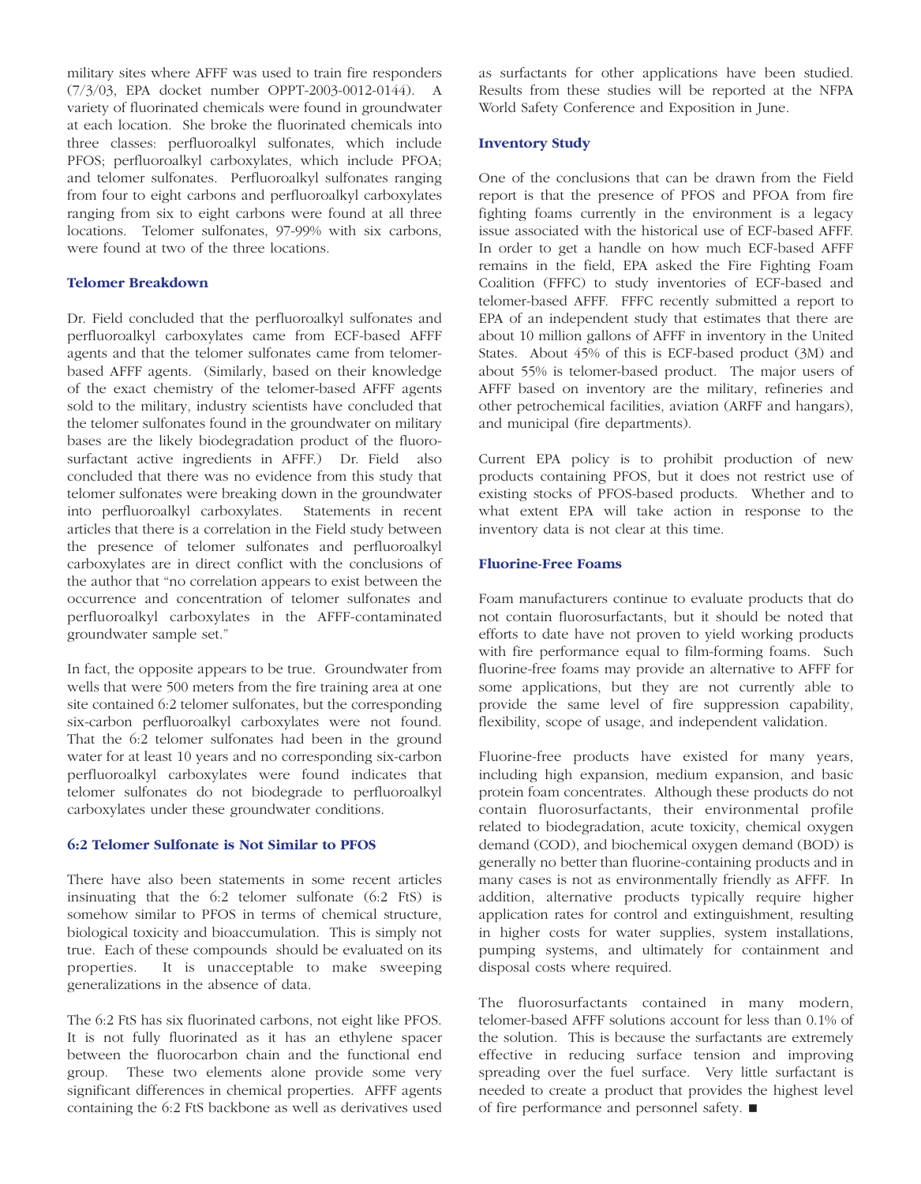military sites where AFFF was used to train fire responders (7/3/03, EPA docket number OPPT-2003-0012-0144). A variety of fluorinated chemicals were found in groundwater at each location. She broke the fluorinated chemicals into three classes: perfluoroalkyl sulfonates, which include PFOS; perfluoroalkyl carboxylates, which include PFOA; and telomer sulfonates. Perfluoroalkyl sulfonates ranging from four to eight carbons and perfluoroalkyl carboxylates ranging from six to eight carbons were found at all three locations. Telomer sulfonates, 97-99% with six carbons, were found at two of the three locations.

### Telomer Breakdown

Dr. Field concluded that the perfluoroalkyl sulfonates and perfluoroalkyl carboxylates came from ECF-based AFFF agents and that the telomer sulfonates came from telomer-based AFFF agents. (Similarly, based on their knowledge of the exact chemistry of the telomer-based AFFF agents sold to the military, industry scientists have concluded that the telomer sulfonates found in the groundwater on military bases are the likely biodegradation product of the fluorosurfactant active ingredients in AFFF.) Dr. Field also concluded that there was no evidence from this study that telomer sulfonates were breaking down in the groundwater into perfluoroalkyl carboxylates. Statements in recent articles that there is a correlation in the Field study between the presence of telomer sulfonates and perfluoroalkyl carboxylates are in direct conflict with the conclusions of the author that "no correlation appears to exist between the occurrence and concentration of telomer sulfonates and perfluoroalkyl carboxylates in the AFFF-contaminated groundwater sample set."

In fact, the opposite appears to be true. Groundwater from wells that were 500 meters from the fire training area at one site contained 6:2 telomer sulfonates, but the corresponding six-carbon perfluoroalkyl carboxylates were not found. That the 6:2 telomer sulfonates had been in the ground water for at least 10 years and no corresponding six-carbon perfluoroalkyl carboxylates were found indicates that telomer sulfonates do not biodegrade to perfluoroalkyl carboxylates under these groundwater conditions.

### 6:2 Telomer Sulfonate is Not Similar to PFOS

There have also been statements in some recent articles insinuating that the 6:2 telomer sulfonate (6:2 FtS) is somehow similar to PFOS in terms of chemical structure, biological toxicity and bioaccumulation. This is simply not true. Each of these compounds should be evaluated on its properties. It is unacceptable to make sweeping generalizations in the absence of data.

The 6:2 FtS has six fluorinated carbons, not eight like PFOS. It is not fully fluorinated as it has an ethylene spacer between the fluorocarbon chain and the functional end group. These two elements alone provide some very significant differences in chemical properties. AFFF agents containing the 6:2 FtS backbone as well as derivatives used as surfactants for other applications have been studied. Results from these studies will be reported at the NFPA World Safety Conference and Exposition in June.

### Inventory Study

One of the conclusions that can be drawn from the Field report is that the presence of PFOS and PFOA from fire fighting foams currently in the environment is a legacy issue associated with the historical use of ECF-based AFFF. In order to get a handle on how much ECF-based AFFF remains in the field, EPA asked the Fire Fighting Foam Coalition (FFFC) to study inventories of ECF-based and telomer-based AFFF. FFFC recently submitted a report to EPA of an independent study that estimates that there are about 10 million gallons of AFFF in inventory in the United States. About 45% of this is ECF-based product (3M) and about 55% is telomer-based product. The major users of AFFF based on inventory are the military, refineries and other petrochemical facilities, aviation (ARFF and hangars), and municipal (fire departments).

Current EPA policy is to prohibit production of new products containing PFOS, but it does not restrict use of existing stocks of PFOS-based products. Whether and to what extent EPA will take action in response to the inventory data is not clear at this time.

### Fluorine-Free Foams

Foam manufacturers continue to evaluate products that do not contain fluorosurfactants, but it should be noted that efforts to date have not proven to yield working products with fire performance equal to film-forming foams. Such fluorine-free foams may provide an alternative to AFFF for some applications, but they are not currently able to provide the same level of fire suppression capability, flexibility, scope of usage, and independent validation.

Fluorine-free products have existed for many years, including high expansion, medium expansion, and basic protein foam concentrates. Although these products do not contain fluorosurfactants, their environmental profile related to biodegradation, acute toxicity, chemical oxygen demand (COD), and biochemical oxygen demand (BOD) is generally no better than fluorine-containing products and in many cases is not as environmentally friendly as AFFF. In addition, alternative products typically require higher application rates for control and extinguishment, resulting in higher costs for water supplies, system installations, pumping systems, and ultimately for containment and disposal costs where required.

The fluorosurfactants contained in many modern, telomer-based AFFF solutions account for less than 0.1% of the solution. This is because the surfactants are extremely effective in reducing surface tension and improving spreading over the fuel surface. Very little surfactant is needed to create a product that provides the highest level of fire performance and personnel safety. ■